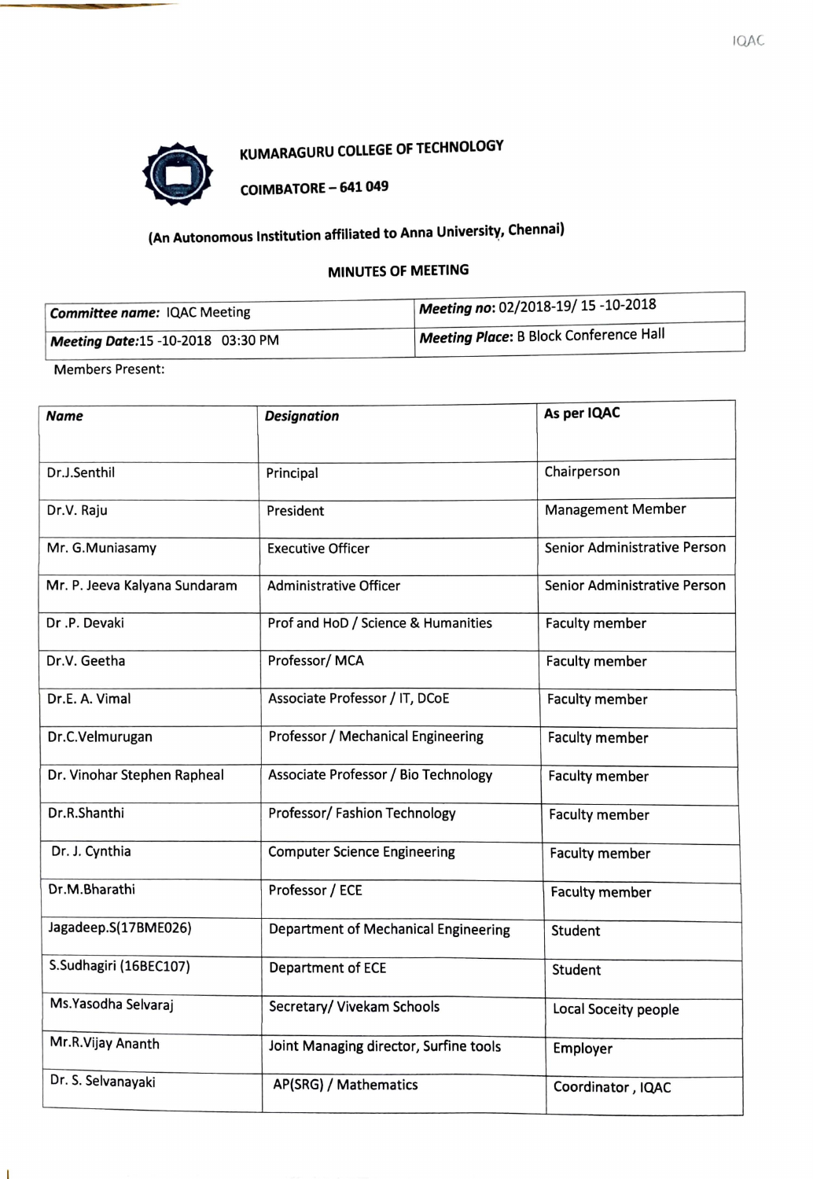# KUMARAGURU COLLEGE OF TECHNOLOGY

## COIMBATORE – 641 049

**(An Autonomous Institution affiliated to Anna University, Chennai)**

**MINUTES OF MEETING**

| ***Committee name:*** IQAC Meeting | ***Meeting no:*** 02/2018-19/ 15 -10-2018 |
|---|---|
| ***Meeting Date:*** 15 -10-2018 03:30 PM | ***Meeting Place:*** B Block Conference Hall |

Members Present:

| *Name* | *Designation* | **As per IQAC** |
|---|---|---|
| Dr.J.Senthil | Principal | Chairperson |
| Dr.V. Raju | President | Management Member |
| Mr. G.Muniasamy | Executive Officer | Senior Administrative Person |
| Mr. P. Jeeva Kalyana Sundaram | Administrative Officer | Senior Administrative Person |
| Dr .P. Devaki | Prof and HoD / Science & Humanities | Faculty member |
| Dr.V. Geetha | Professor/ MCA | Faculty member |
| Dr.E. A. Vimal | Associate Professor / IT, DCoE | Faculty member |
| Dr.C.Velmurugan | Professor / Mechanical Engineering | Faculty member |
| Dr. Vinohar Stephen Rapheal | Associate Professor / Bio Technology | Faculty member |
| Dr.R.Shanthi | Professor/ Fashion Technology | Faculty member |
| Dr. J. Cynthia | Computer Science Engineering | Faculty member |
| Dr.M.Bharathi | Professor / ECE | Faculty member |
| Jagadeep.S(17BME026) | Department of Mechanical Engineering | Student |
| S.Sudhagiri (16BEC107) | Department of ECE | Student |
| Ms.Yasodha Selvaraj | Secretary/ Vivekam Schools | Local Soceity people |
| Mr.R.Vijay Ananth | Joint Managing director, Surfine tools | Employer |
| Dr. S. Selvanayaki | AP(SRG) / Mathematics | Coordinator , IQAC |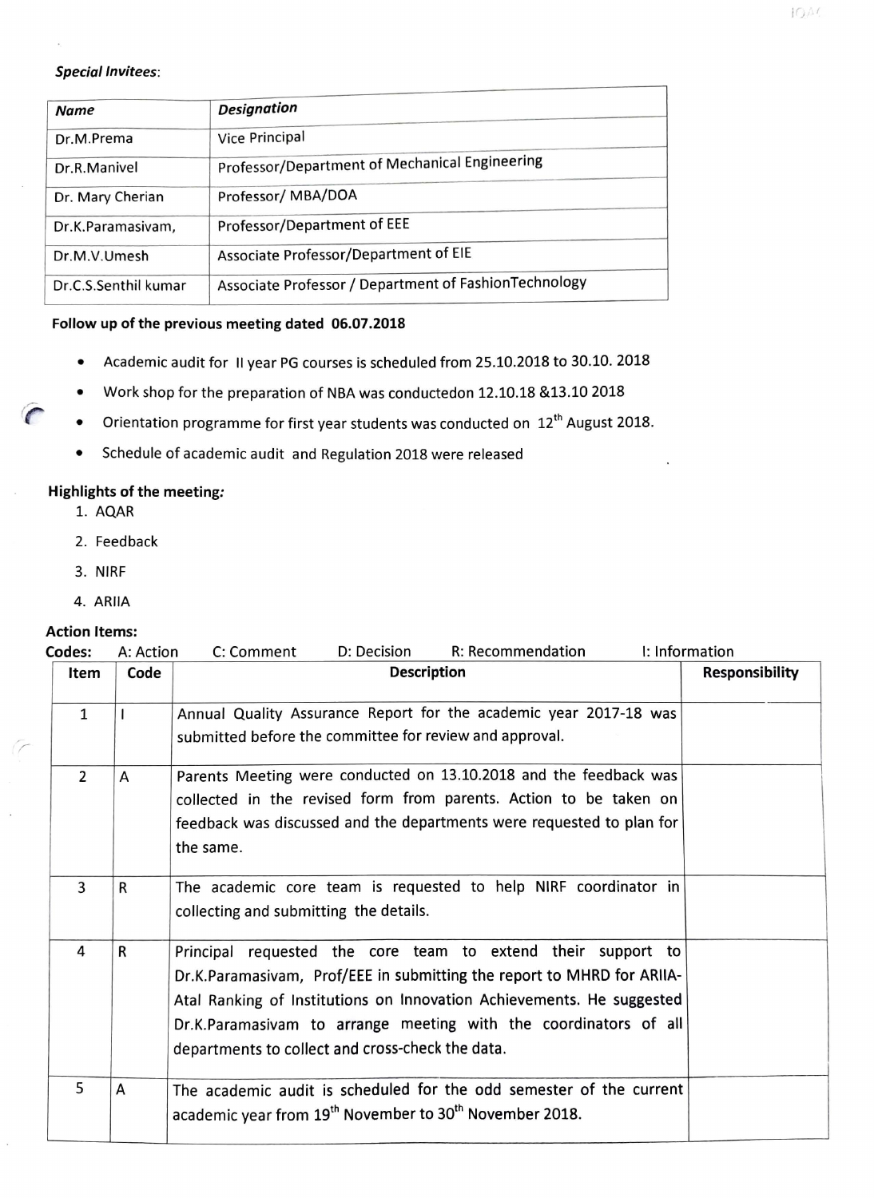*Special Invitees*:

| *Name* | *Designation* |
|---|---|
| Dr.M.Prema | Vice Principal |
| Dr.R.Manivel | Professor/Department of Mechanical Engineering |
| Dr. Mary Cherian | Professor/ MBA/DOA |
| Dr.K.Paramasivam, | Professor/Department of EEE |
| Dr.M.V.Umesh | Associate Professor/Department of EIE |
| Dr.C.S.Senthil kumar | Associate Professor / Department of FashionTechnology |

**Follow up of the previous meeting dated 06.07.2018**

- Academic audit for II year PG courses is scheduled from 25.10.2018 to 30.10. 2018
- Work shop for the preparation of NBA was conductedon 12.10.18 &13.10 2018
- Orientation programme for first year students was conducted on 12th August 2018.
- Schedule of academic audit and Regulation 2018 were released

**Highlights of the meeting*:***

1. AQAR
2. Feedback
3. NIRF
4. ARIIA

**Action Items:**

**Codes:** A: Action C: Comment D: Decision R: Recommendation I: Information

| Item | Code | Description | Responsibility |
|---|---|---|---|
| 1 | I | Annual Quality Assurance Report for the academic year 2017-18 was submitted before the committee for review and approval. | |
| 2 | A | Parents Meeting were conducted on 13.10.2018 and the feedback was collected in the revised form from parents. Action to be taken on feedback was discussed and the departments were requested to plan for the same. | |
| 3 | R | The academic core team is requested to help NIRF coordinator in collecting and submitting the details. | |
| 4 | R | Principal requested the core team to extend their support to Dr.K.Paramasivam, Prof/EEE in submitting the report to MHRD for ARIIA-Atal Ranking of Institutions on Innovation Achievements. He suggested Dr.K.Paramasivam to arrange meeting with the coordinators of all departments to collect and cross-check the data. | |
| 5 | A | The academic audit is scheduled for the odd semester of the current academic year from 19th November to 30th November 2018. | |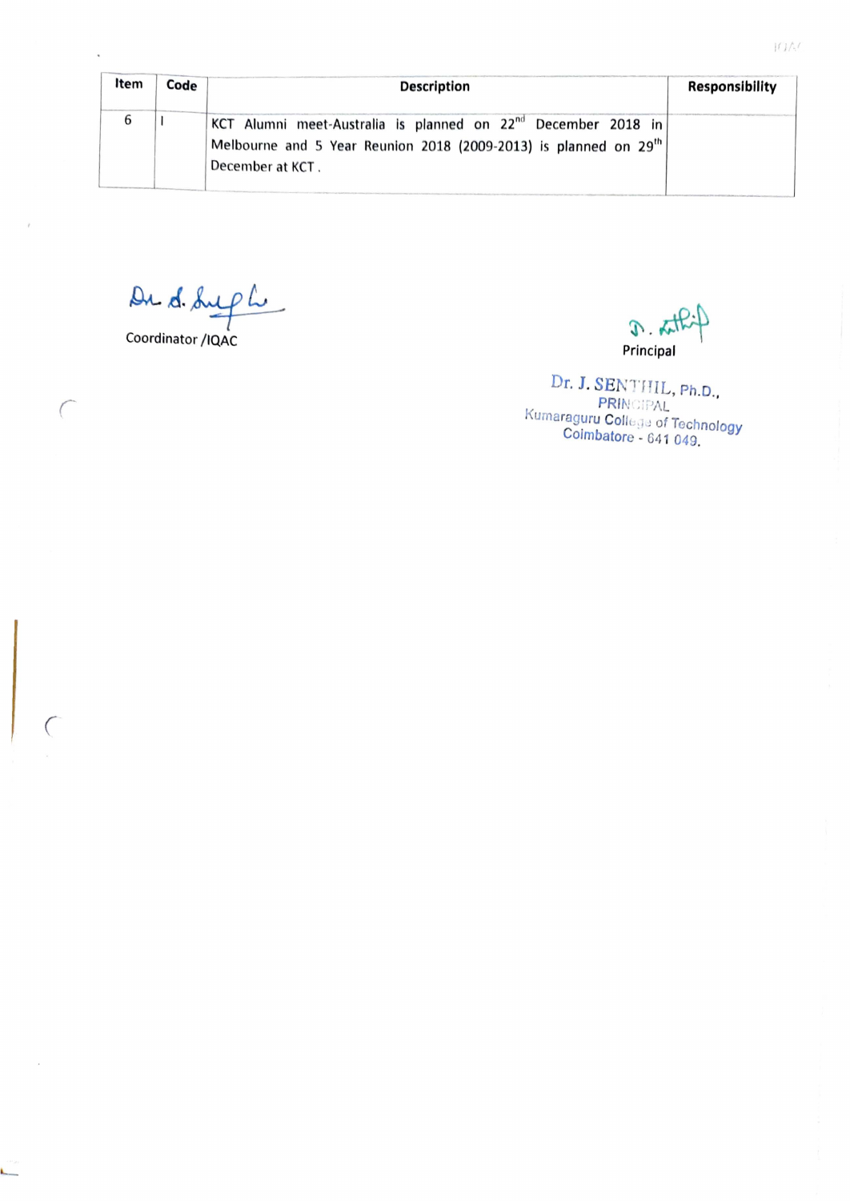| Item | Code | Description | Responsibility |
|---|---|---|---|
| 6 | I | KCT Alumni meet-Australia is planned on 22nd December 2018 in Melbourne and 5 Year Reunion 2018 (2009-2013) is planned on 29th December at KCT . | |

Coordinator /IQAC

Principal

Dr. J. SENTHIL, Ph.D.,
PRINCIPAL
Kumaraguru College of Technology
Coimbatore - 641 049.